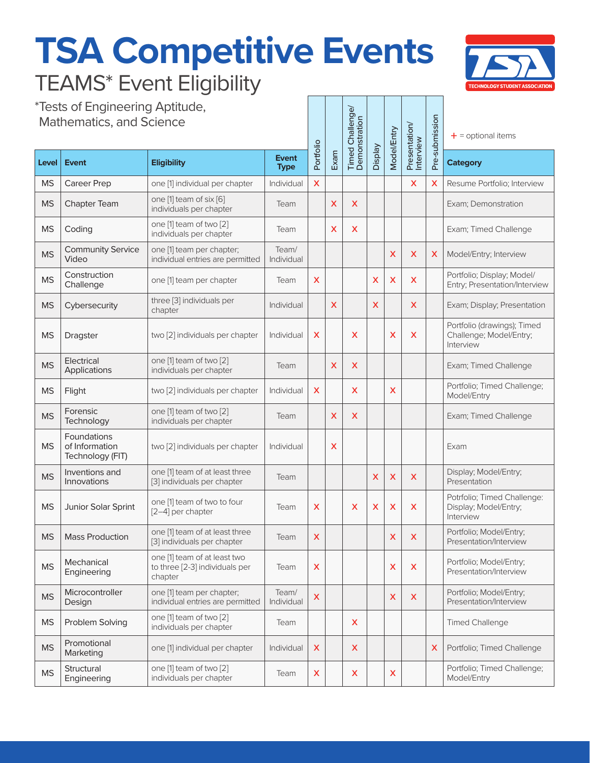# TSA Competitive Events

## TEAMS* Event Eligibility

*Tests of Engineering Aptitude, Mathematics, and Science

+ = optional items

| Level | Event | Eligibility | Event Type | Portfolio | Exam | Timed Challenge/ Demonstration | Display | Model/Entry | Presentation/ Interview | Pre-submission | Category |
|---|---|---|---|---|---|---|---|---|---|---|---|
| MS | Career Prep | one [1] individual per chapter | Individual | X | | | | | X | X | Resume Portfolio; Interview |
| MS | Chapter Team | one [1] team of six [6] individuals per chapter | Team | | X | X | | | | | Exam; Demonstration |
| MS | Coding | one [1] team of two [2] individuals per chapter | Team | | X | X | | | | | Exam; Timed Challenge |
| MS | Community Service Video | one [1] team per chapter; individual entries are permitted | Team/ Individual | | | | | X | X | X | Model/Entry; Interview |
| MS | Construction Challenge | one [1] team per chapter | Team | X | | | X | X | X | | Portfolio; Display; Model/ Entry; Presentation/Interview |
| MS | Cybersecurity | three [3] individuals per chapter | Individual | | X | | X | | X | | Exam; Display; Presentation |
| MS | Dragster | two [2] individuals per chapter | Individual | X | | X | | X | X | | Portfolio (drawings); Timed Challenge; Model/Entry; Interview |
| MS | Electrical Applications | one [1] team of two [2] individuals per chapter | Team | | X | X | | | | | Exam; Timed Challenge |
| MS | Flight | two [2] individuals per chapter | Individual | X | | X | | X | | | Portfolio; Timed Challenge; Model/Entry |
| MS | Forensic Technology | one [1] team of two [2] individuals per chapter | Team | | X | X | | | | | Exam; Timed Challenge |
| MS | Foundations of Information Technology (FIT) | two [2] individuals per chapter | Individual | | X | | | | | | Exam |
| MS | Inventions and Innovations | one [1] team of at least three [3] individuals per chapter | Team | | | | X | X | X | | Display; Model/Entry; Presentation |
| MS | Junior Solar Sprint | one [1] team of two to four [2–4] per chapter | Team | X | | X | X | X | X | | Potfrolio; Timed Challenge: Display; Model/Entry; Interview |
| MS | Mass Production | one [1] team of at least three [3] individuals per chapter | Team | X | | | | X | X | | Portfolio; Model/Entry; Presentation/Interview |
| MS | Mechanical Engineering | one [1] team of at least two to three [2-3] individuals per chapter | Team | X | | | | X | X | | Portfolio; Model/Entry; Presentation/Interview |
| MS | Microcontroller Design | one [1] team per chapter; individual entries are permitted | Team/ Individual | X | | | | X | X | | Portfolio; Model/Entry; Presentation/Interview |
| MS | Problem Solving | one [1] team of two [2] individuals per chapter | Team | | | X | | | | | Timed Challenge |
| MS | Promotional Marketing | one [1] individual per chapter | Individual | X | | X | | | | X | Portfolio; Timed Challenge |
| MS | Structural Engineering | one [1] team of two [2] individuals per chapter | Team | X | | X | | X | | | Portfolio; Timed Challenge; Model/Entry |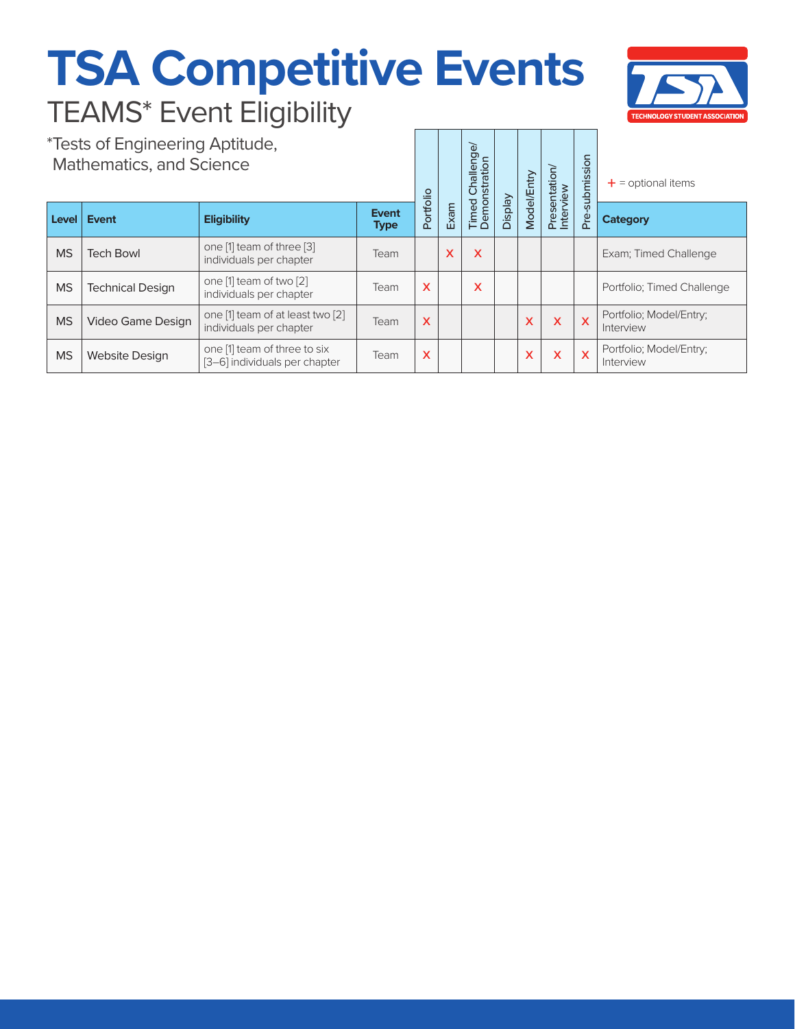# TSA Competitive Events

## TEAMS* Event Eligibility

*Tests of Engineering Aptitude, Mathematics, and Science

+ = optional items

| Level | Event | Eligibility | Event Type | Portfolio | Exam | Timed Challenge/ Demonstration | Display | Model/Entry | Presentation/ Interview | Pre-submission | Category |
|---|---|---|---|---|---|---|---|---|---|---|---|
| MS | Tech Bowl | one [1] team of three [3] individuals per chapter | Team | | X | X | | | | | Exam; Timed Challenge |
| MS | Technical Design | one [1] team of two [2] individuals per chapter | Team | X | | X | | | | | Portfolio; Timed Challenge |
| MS | Video Game Design | one [1] team of at least two [2] individuals per chapter | Team | X | | | | X | X | X | Portfolio; Model/Entry; Interview |
| MS | Website Design | one [1] team of three to six [3–6] individuals per chapter | Team | X | | | | X | X | X | Portfolio; Model/Entry; Interview |